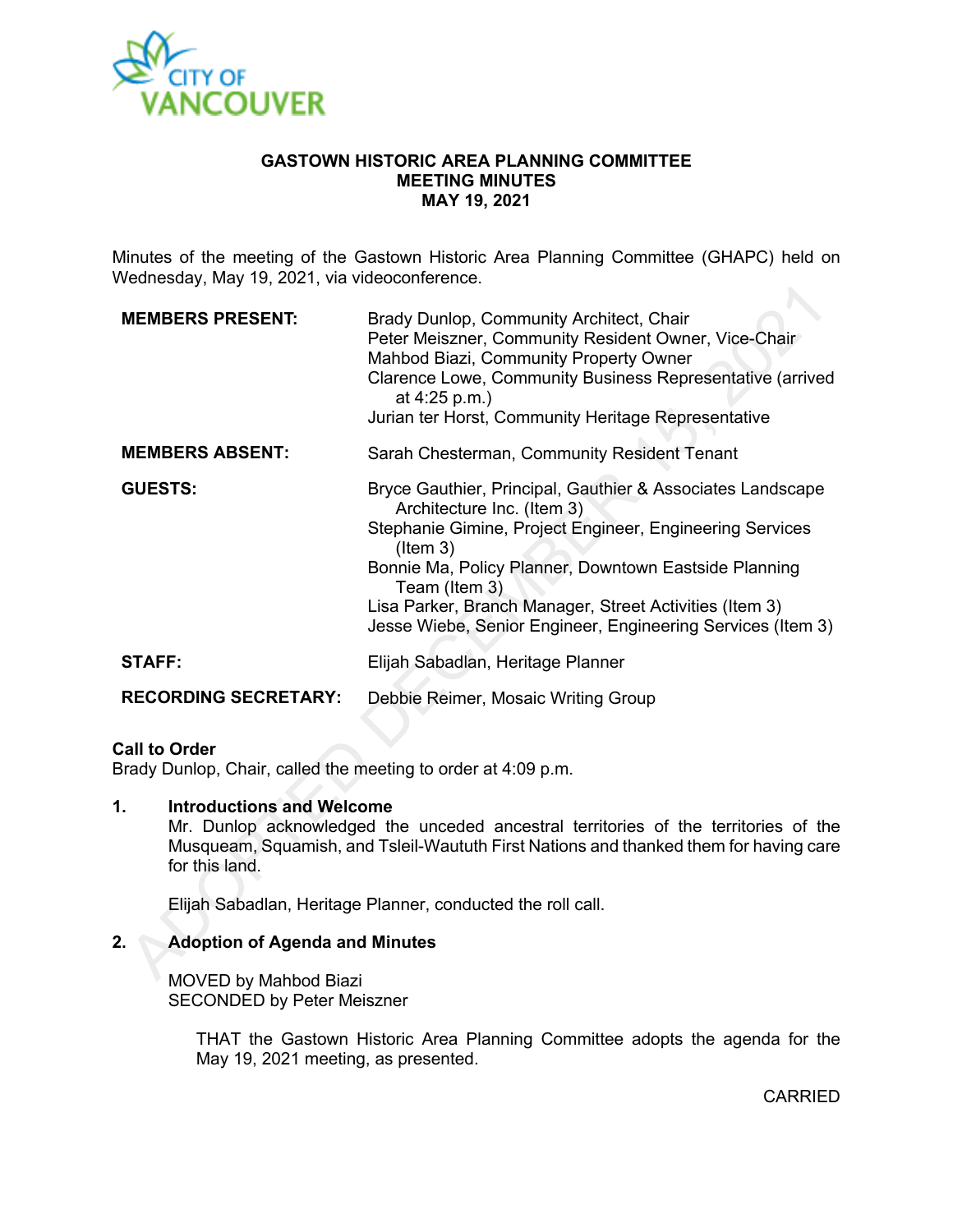# GASTOWN HISTORIC AREA PLANNING COMMITTEE
# MEETING MINUTES
# MAY 19, 2021

Minutes of the meeting of the Gastown Historic Area Planning Committee (GHAPC) held on Wednesday, May 19, 2021, via videoconference.

| | |
|---|---|
| **MEMBERS PRESENT:** | Brady Dunlop, Community Architect, Chair<br>Peter Meiszner, Community Resident Owner, Vice-Chair<br>Mahbod Biazi, Community Property Owner<br>Clarence Lowe, Community Business Representative (arrived at 4:25 p.m.)<br>Jurian ter Horst, Community Heritage Representative |
| **MEMBERS ABSENT:** | Sarah Chesterman, Community Resident Tenant |
| **GUESTS:** | Bryce Gauthier, Principal, Gauthier & Associates Landscape Architecture Inc. (Item 3)<br>Stephanie Gimine, Project Engineer, Engineering Services (Item 3)<br>Bonnie Ma, Policy Planner, Downtown Eastside Planning Team (Item 3)<br>Lisa Parker, Branch Manager, Street Activities (Item 3)<br>Jesse Wiebe, Senior Engineer, Engineering Services (Item 3) |
| **STAFF:** | Elijah Sabadlan, Heritage Planner |
| **RECORDING SECRETARY:** | Debbie Reimer, Mosaic Writing Group |

**Call to Order**
Brady Dunlop, Chair, called the meeting to order at 4:09 p.m.

**1. Introductions and Welcome**

Mr. Dunlop acknowledged the unceded ancestral territories of the territories of the Musqueam, Squamish, and Tsleil-Waututh First Nations and thanked them for having care for this land.

Elijah Sabadlan, Heritage Planner, conducted the roll call.

**2. Adoption of Agenda and Minutes**

MOVED by Mahbod Biazi
SECONDED by Peter Meiszner

THAT the Gastown Historic Area Planning Committee adopts the agenda for the May 19, 2021 meeting, as presented.

CARRIED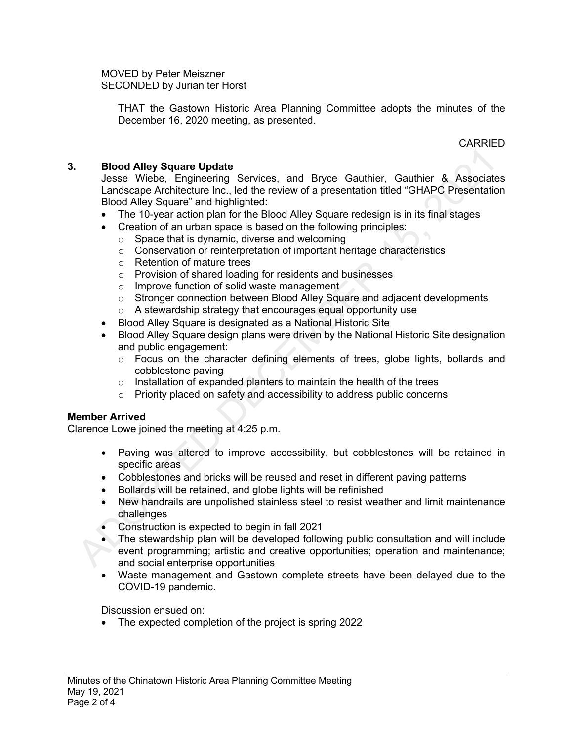MOVED by Peter Meiszner
SECONDED by Jurian ter Horst

THAT the Gastown Historic Area Planning Committee adopts the minutes of the December 16, 2020 meeting, as presented.

CARRIED

**3. Blood Alley Square Update**

Jesse Wiebe, Engineering Services, and Bryce Gauthier, Gauthier & Associates Landscape Architecture Inc., led the review of a presentation titled "GHAPC Presentation Blood Alley Square" and highlighted:

- The 10-year action plan for the Blood Alley Square redesign is in its final stages
- Creation of an urban space is based on the following principles:
  - Space that is dynamic, diverse and welcoming
  - Conservation or reinterpretation of important heritage characteristics
  - Retention of mature trees
  - Provision of shared loading for residents and businesses
  - Improve function of solid waste management
  - Stronger connection between Blood Alley Square and adjacent developments
  - A stewardship strategy that encourages equal opportunity use
- Blood Alley Square is designated as a National Historic Site
- Blood Alley Square design plans were driven by the National Historic Site designation and public engagement:
  - Focus on the character defining elements of trees, globe lights, bollards and cobblestone paving
  - Installation of expanded planters to maintain the health of the trees
  - Priority placed on safety and accessibility to address public concerns

**Member Arrived**

Clarence Lowe joined the meeting at 4:25 p.m.

- Paving was altered to improve accessibility, but cobblestones will be retained in specific areas
- Cobblestones and bricks will be reused and reset in different paving patterns
- Bollards will be retained, and globe lights will be refinished
- New handrails are unpolished stainless steel to resist weather and limit maintenance challenges
- Construction is expected to begin in fall 2021
- The stewardship plan will be developed following public consultation and will include event programming; artistic and creative opportunities; operation and maintenance; and social enterprise opportunities
- Waste management and Gastown complete streets have been delayed due to the COVID-19 pandemic.

Discussion ensued on:

- The expected completion of the project is spring 2022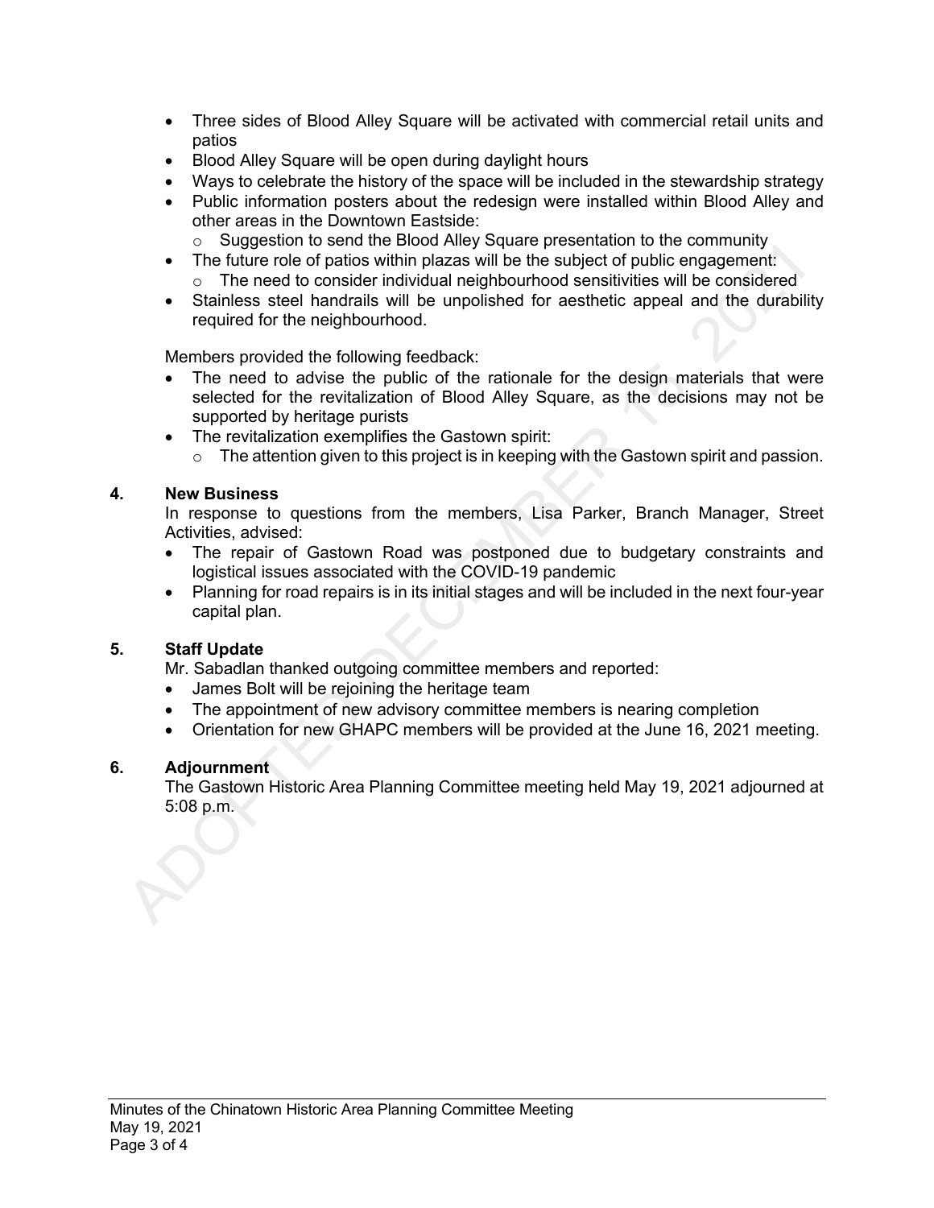- Three sides of Blood Alley Square will be activated with commercial retail units and patios
- Blood Alley Square will be open during daylight hours
- Ways to celebrate the history of the space will be included in the stewardship strategy
- Public information posters about the redesign were installed within Blood Alley and other areas in the Downtown Eastside:
  - Suggestion to send the Blood Alley Square presentation to the community
- The future role of patios within plazas will be the subject of public engagement:
  - The need to consider individual neighbourhood sensitivities will be considered
- Stainless steel handrails will be unpolished for aesthetic appeal and the durability required for the neighbourhood.

Members provided the following feedback:

- The need to advise the public of the rationale for the design materials that were selected for the revitalization of Blood Alley Square, as the decisions may not be supported by heritage purists
- The revitalization exemplifies the Gastown spirit:
  - The attention given to this project is in keeping with the Gastown spirit and passion.

## 4. New Business

In response to questions from the members, Lisa Parker, Branch Manager, Street Activities, advised:

- The repair of Gastown Road was postponed due to budgetary constraints and logistical issues associated with the COVID-19 pandemic
- Planning for road repairs is in its initial stages and will be included in the next four-year capital plan.

## 5. Staff Update

Mr. Sabadlan thanked outgoing committee members and reported:

- James Bolt will be rejoining the heritage team
- The appointment of new advisory committee members is nearing completion
- Orientation for new GHAPC members will be provided at the June 16, 2021 meeting.

## 6. Adjournment

The Gastown Historic Area Planning Committee meeting held May 19, 2021 adjourned at 5:08 p.m.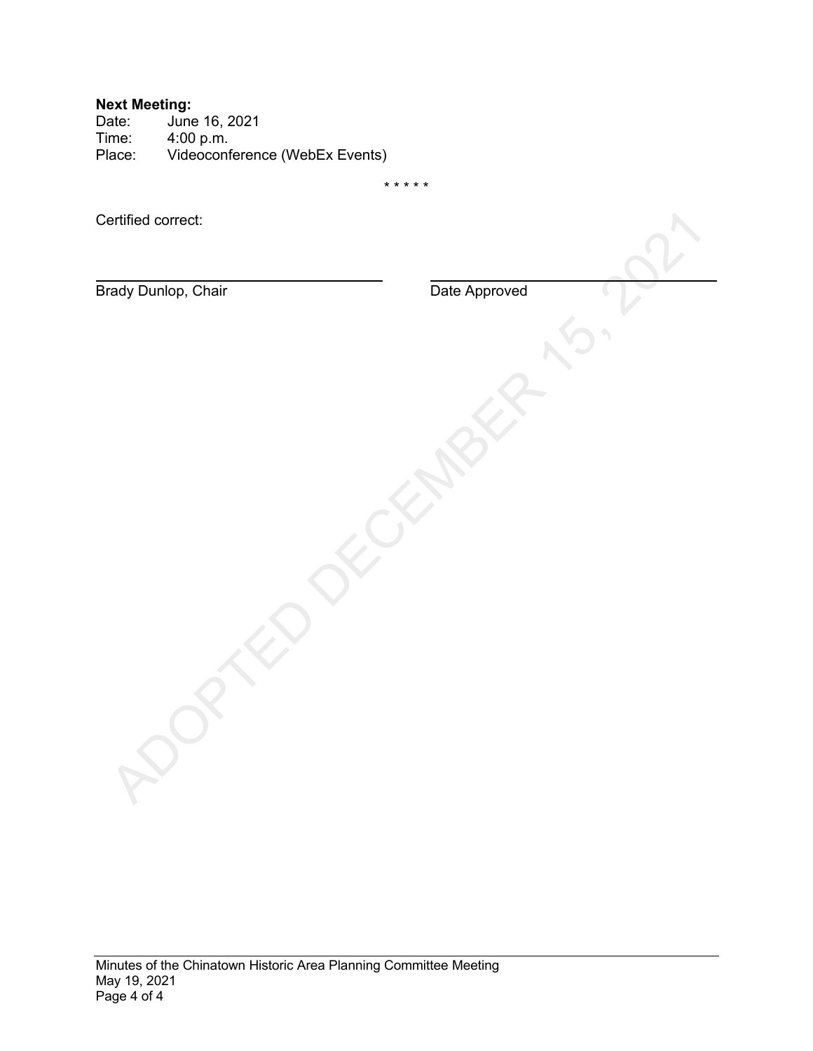**Next Meeting:**
Date: June 16, 2021
Time: 4:00 p.m.
Place: Videoconference (WebEx Events)

\* \* \* \* \*

Certified correct:

| | |
|---|---|
| Brady Dunlop, Chair | Date Approved |

ADOPTED DECEMBER 15, 2021